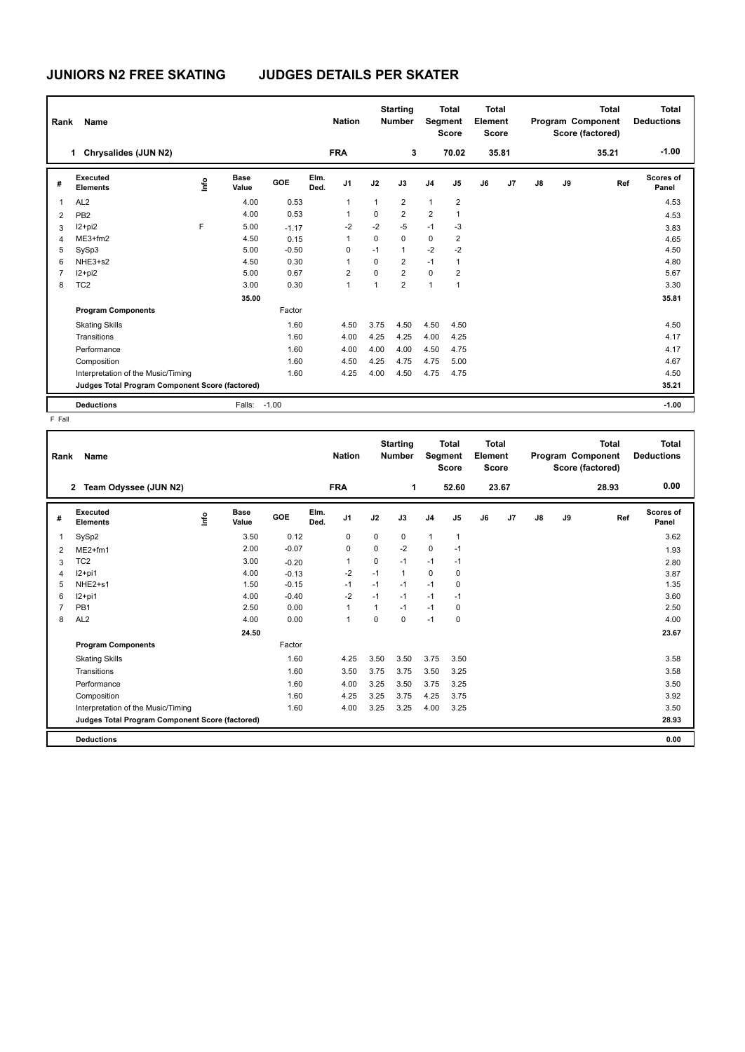# JUNIORS N2 FREE SKATING JUDGES DETAILS PER SKATER

| Rank | Name | Nation | Starting Number | Total Segment Score | Total Element Score | Total Program Component Score (factored) | Total Deductions |
|---|---|---|---|---|---|---|---|
| 1 | Chrysalides (JUN N2) | FRA | 3 | 70.02 | 35.81 | 35.21 | -1.00 |

| # | Executed Elements | Info | Base Value | GOE | Elm. Ded. | J1 | J2 | J3 | J4 | J5 | J6 | J7 | J8 | J9 | Ref | Scores of Panel |
|---|---|---|---|---|---|---|---|---|---|---|---|---|---|---|---|---|
| 1 | AL2 | | 4.00 | 0.53 | | 1 | 1 | 2 | 1 | 2 | | | | | | 4.53 |
| 2 | PB2 | | 4.00 | 0.53 | | 1 | 0 | 2 | 2 | 1 | | | | | | 4.53 |
| 3 | I2+pi2 | F | 5.00 | -1.17 | | -2 | -2 | -5 | -1 | -3 | | | | | | 3.83 |
| 4 | ME3+fm2 | | 4.50 | 0.15 | | 1 | 0 | 0 | 0 | 2 | | | | | | 4.65 |
| 5 | SySp3 | | 5.00 | -0.50 | | 0 | -1 | 1 | -2 | -2 | | | | | | 4.50 |
| 6 | NHE3+s2 | | 4.50 | 0.30 | | 1 | 0 | 2 | -1 | 1 | | | | | | 4.80 |
| 7 | I2+pi2 | | 5.00 | 0.67 | | 2 | 0 | 2 | 0 | 2 | | | | | | 5.67 |
| 8 | TC2 | | 3.00 | 0.30 | | 1 | 1 | 2 | 1 | 1 | | | | | | 3.30 |
| | | | 35.00 | | | | | | | | | | | | | 35.81 |
| | **Program Components** | | | Factor | | | | | | | | | | | | |
| | Skating Skills | | | 1.60 | | 4.50 | 3.75 | 4.50 | 4.50 | 4.50 | | | | | | 4.50 |
| | Transitions | | | 1.60 | | 4.00 | 4.25 | 4.25 | 4.00 | 4.25 | | | | | | 4.17 |
| | Performance | | | 1.60 | | 4.00 | 4.00 | 4.00 | 4.50 | 4.75 | | | | | | 4.17 |
| | Composition | | | 1.60 | | 4.50 | 4.25 | 4.75 | 4.75 | 5.00 | | | | | | 4.67 |
| | Interpretation of the Music/Timing | | | 1.60 | | 4.25 | 4.00 | 4.50 | 4.75 | 4.75 | | | | | | 4.50 |
| | **Judges Total Program Component Score (factored)** | | | | | | | | | | | | | | | 35.21 |
| | **Deductions** | | Falls: | -1.00 | | | | | | | | | | | | -1.00 |

F Fall

| Rank | Name | Nation | Starting Number | Total Segment Score | Total Element Score | Total Program Component Score (factored) | Total Deductions |
|---|---|---|---|---|---|---|---|
| 2 | Team Odyssee (JUN N2) | FRA | 1 | 52.60 | 23.67 | 28.93 | 0.00 |

| # | Executed Elements | Info | Base Value | GOE | Elm. Ded. | J1 | J2 | J3 | J4 | J5 | J6 | J7 | J8 | J9 | Ref | Scores of Panel |
|---|---|---|---|---|---|---|---|---|---|---|---|---|---|---|---|---|
| 1 | SySp2 | | 3.50 | 0.12 | | 0 | 0 | 0 | 1 | 1 | | | | | | 3.62 |
| 2 | ME2+fm1 | | 2.00 | -0.07 | | 0 | 0 | -2 | 0 | -1 | | | | | | 1.93 |
| 3 | TC2 | | 3.00 | -0.20 | | 1 | 0 | -1 | -1 | -1 | | | | | | 2.80 |
| 4 | I2+pi1 | | 4.00 | -0.13 | | -2 | -1 | 1 | 0 | 0 | | | | | | 3.87 |
| 5 | NHE2+s1 | | 1.50 | -0.15 | | -1 | -1 | -1 | -1 | 0 | | | | | | 1.35 |
| 6 | I2+pi1 | | 4.00 | -0.40 | | -2 | -1 | -1 | -1 | -1 | | | | | | 3.60 |
| 7 | PB1 | | 2.50 | 0.00 | | 1 | 1 | -1 | -1 | 0 | | | | | | 2.50 |
| 8 | AL2 | | 4.00 | 0.00 | | 1 | 0 | 0 | -1 | 0 | | | | | | 4.00 |
| | | | 24.50 | | | | | | | | | | | | | 23.67 |
| | **Program Components** | | | Factor | | | | | | | | | | | | |
| | Skating Skills | | | 1.60 | | 4.25 | 3.50 | 3.50 | 3.75 | 3.50 | | | | | | 3.58 |
| | Transitions | | | 1.60 | | 3.50 | 3.75 | 3.75 | 3.50 | 3.25 | | | | | | 3.58 |
| | Performance | | | 1.60 | | 4.00 | 3.25 | 3.50 | 3.75 | 3.25 | | | | | | 3.50 |
| | Composition | | | 1.60 | | 4.25 | 3.25 | 3.75 | 4.25 | 3.75 | | | | | | 3.92 |
| | Interpretation of the Music/Timing | | | 1.60 | | 4.00 | 3.25 | 3.25 | 4.00 | 3.25 | | | | | | 3.50 |
| | **Judges Total Program Component Score (factored)** | | | | | | | | | | | | | | | 28.93 |
| | **Deductions** | | | | | | | | | | | | | | | 0.00 |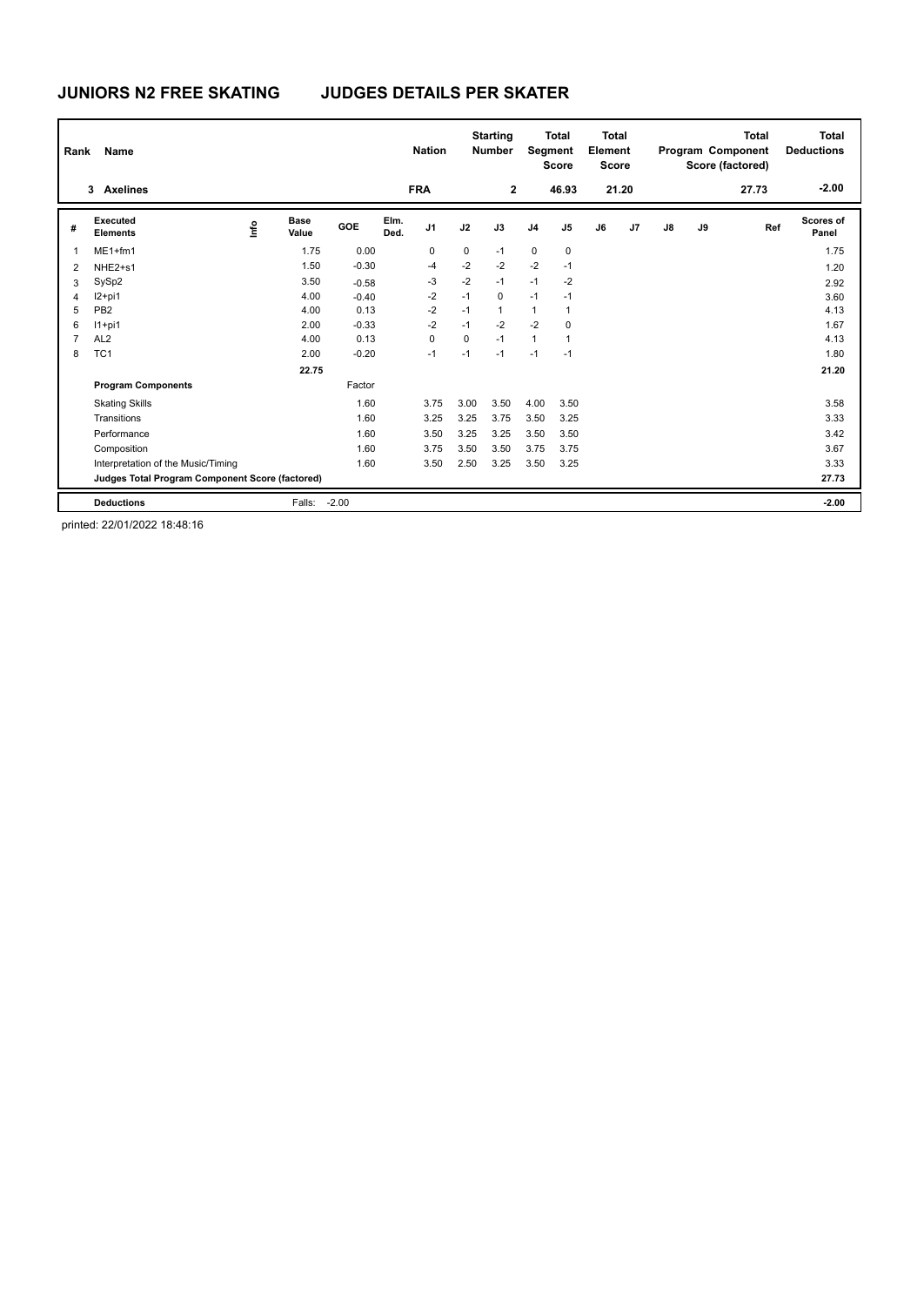# JUNIORS N2 FREE SKATING    JUDGES DETAILS PER SKATER

| Rank | Name | Nation | Starting Number | Total Segment Score | Total Element Score | Total Program Component Score (factored) | Total Deductions |
|---|---|---|---|---|---|---|---|
| 3 | Axelines | FRA | 2 | 46.93 | 21.20 | 27.73 | -2.00 |

| # | Executed Elements | Info | Base Value | GOE | Elm. Ded. | J1 | J2 | J3 | J4 | J5 | J6 | J7 | J8 | J9 | Ref | Scores of Panel |
|---|---|---|---|---|---|---|---|---|---|---|---|---|---|---|---|---|
| 1 | ME1+fm1 | | 1.75 | 0.00 | | 0 | 0 | -1 | 0 | 0 | | | | | | 1.75 |
| 2 | NHE2+s1 | | 1.50 | -0.30 | | -4 | -2 | -2 | -2 | -1 | | | | | | 1.20 |
| 3 | SySp2 | | 3.50 | -0.58 | | -3 | -2 | -1 | -1 | -2 | | | | | | 2.92 |
| 4 | I2+pi1 | | 4.00 | -0.40 | | -2 | -1 | 0 | -1 | -1 | | | | | | 3.60 |
| 5 | PB2 | | 4.00 | 0.13 | | -2 | -1 | 1 | 1 | 1 | | | | | | 4.13 |
| 6 | I1+pi1 | | 2.00 | -0.33 | | -2 | -1 | -2 | -2 | 0 | | | | | | 1.67 |
| 7 | AL2 | | 4.00 | 0.13 | | 0 | 0 | -1 | 1 | 1 | | | | | | 4.13 |
| 8 | TC1 | | 2.00 | -0.20 | | -1 | -1 | -1 | -1 | -1 | | | | | | 1.80 |
| | | | 22.75 | | | | | | | | | | | | | 21.20 |
| | **Program Components** | | | Factor | | | | | | | | | | | | |
| | Skating Skills | | | 1.60 | | 3.75 | 3.00 | 3.50 | 4.00 | 3.50 | | | | | | 3.58 |
| | Transitions | | | 1.60 | | 3.25 | 3.25 | 3.75 | 3.50 | 3.25 | | | | | | 3.33 |
| | Performance | | | 1.60 | | 3.50 | 3.25 | 3.25 | 3.50 | 3.50 | | | | | | 3.42 |
| | Composition | | | 1.60 | | 3.75 | 3.50 | 3.50 | 3.75 | 3.75 | | | | | | 3.67 |
| | Interpretation of the Music/Timing | | | 1.60 | | 3.50 | 2.50 | 3.25 | 3.50 | 3.25 | | | | | | 3.33 |
| | **Judges Total Program Component Score (factored)** | | | | | | | | | | | | | | | 27.73 |
| | **Deductions** | | Falls: | -2.00 | | | | | | | | | | | | -2.00 |

printed: 22/01/2022 18:48:16